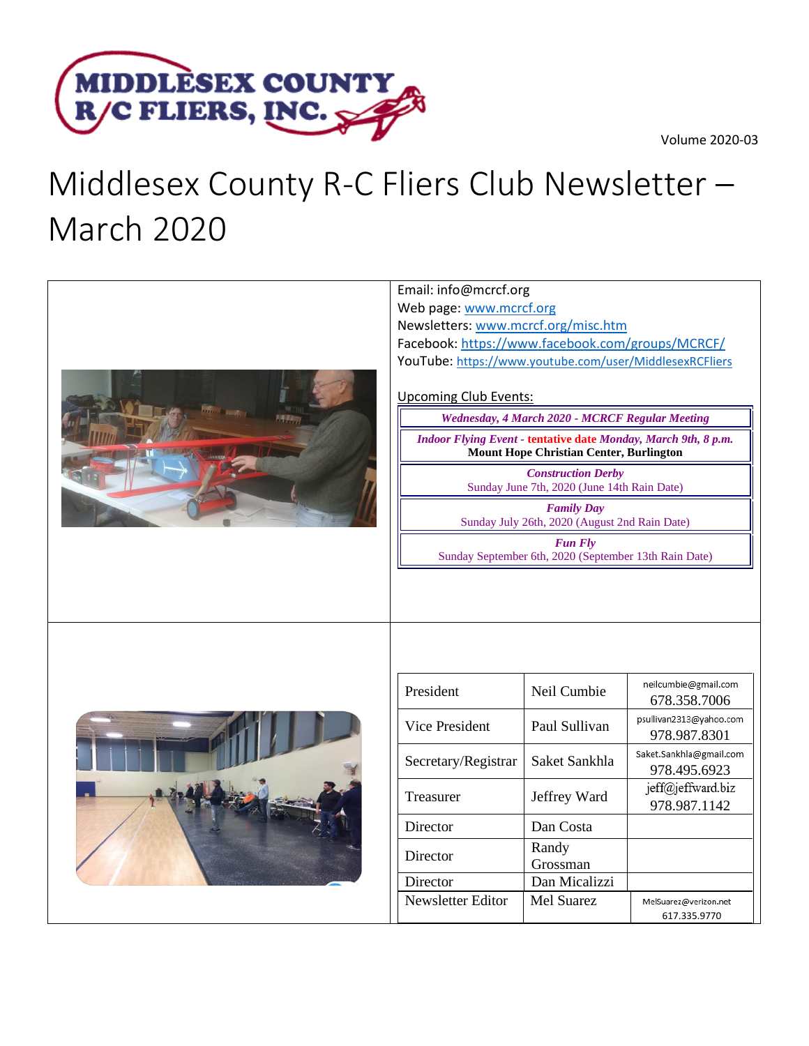Volume 2020-03

# Middlesex County R-C Fliers Club Newsletter – March 2020

Email: info@mcrcf.org
Web page: www.mcrcf.org
Newsletters: www.mcrcf.org/misc.htm
Facebook: https://www.facebook.com/groups/MCRCF/
YouTube: https://www.youtube.com/user/MiddlesexRCFliers

Upcoming Club Events:

| |
|---|
| ***Wednesday, 4 March 2020 - MCRCF Regular Meeting*** |
| ***Indoor Flying Event - tentative date Monday, March 9th, 8 p.m.*** **Mount Hope Christian Center, Burlington** |
| ***Construction Derby*** Sunday June 7th, 2020 (June 14th Rain Date) |
| ***Family Day*** Sunday July 26th, 2020 (August 2nd Rain Date) |
| ***Fun Fly*** Sunday September 6th, 2020 (September 13th Rain Date) |

| Position | Name | Contact |
|---|---|---|
| President | Neil Cumbie | neilcumbie@gmail.com 678.358.7006 |
| Vice President | Paul Sullivan | psullivan2313@yahoo.com 978.987.8301 |
| Secretary/Registrar | Saket Sankhla | Saket.Sankhla@gmail.com 978.495.6923 |
| Treasurer | Jeffrey Ward | jeff@jeffward.biz 978.987.1142 |
| Director | Dan Costa | |
| Director | Randy Grossman | |
| Director | Dan Micalizzi | |
| Newsletter Editor | Mel Suarez | MelSuarez@verizon.net 617.335.9770 |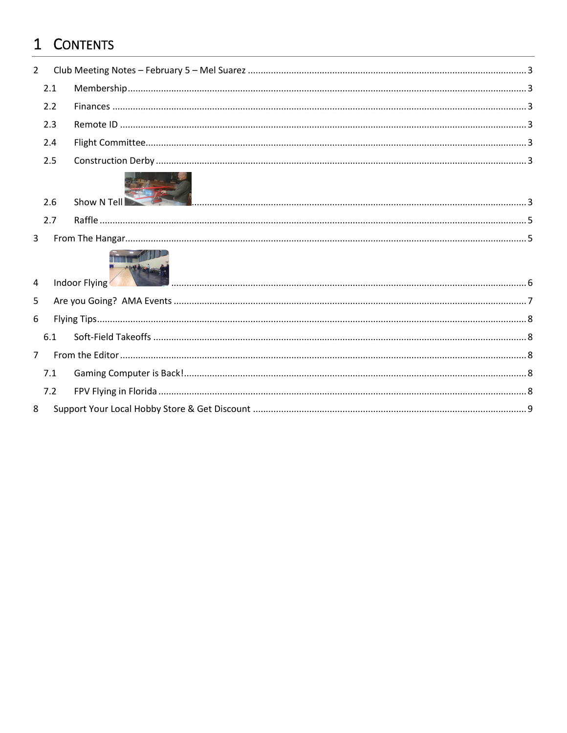# 1 Contents

2 Club Meeting Notes – February 5 – Mel Suarez ........ 3

- 2.1 Membership ........ 3
- 2.2 Finances ........ 3
- 2.3 Remote ID ........ 3
- 2.4 Flight Committee ........ 3
- 2.5 Construction Derby ........ 3
- 2.6 Show N Tell ........ 3
- 2.7 Raffle ........ 5

3 From The Hangar ........ 5

4 Indoor Flying ........ 6

5 Are you Going? AMA Events ........ 7

6 Flying Tips ........ 8

- 6.1 Soft-Field Takeoffs ........ 8

7 From the Editor ........ 8

- 7.1 Gaming Computer is Back! ........ 8
- 7.2 FPV Flying in Florida ........ 8

8 Support Your Local Hobby Store & Get Discount ........ 9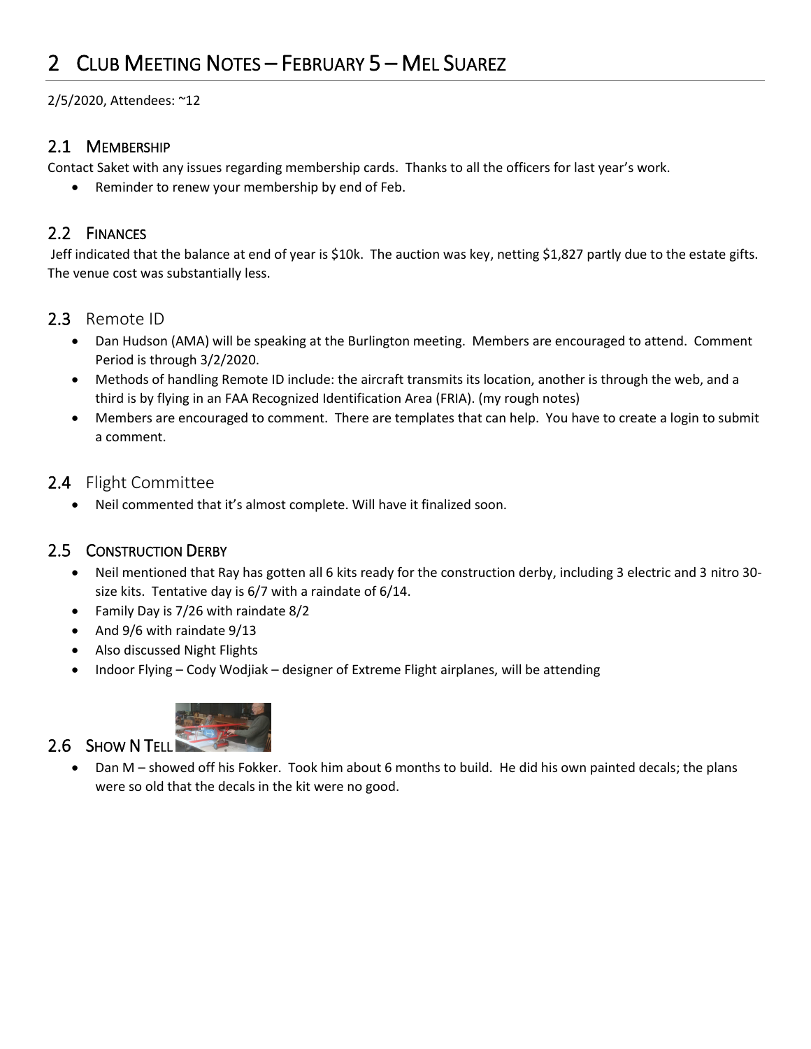# 2 Club Meeting Notes – February 5 – Mel Suarez

2/5/2020, Attendees: ~12

## 2.1 Membership

Contact Saket with any issues regarding membership cards. Thanks to all the officers for last year's work.

- Reminder to renew your membership by end of Feb.

## 2.2 Finances

Jeff indicated that the balance at end of year is $10k. The auction was key, netting $1,827 partly due to the estate gifts. The venue cost was substantially less.

## 2.3 Remote ID

- Dan Hudson (AMA) will be speaking at the Burlington meeting. Members are encouraged to attend. Comment Period is through 3/2/2020.
- Methods of handling Remote ID include: the aircraft transmits its location, another is through the web, and a third is by flying in an FAA Recognized Identification Area (FRIA). (my rough notes)
- Members are encouraged to comment. There are templates that can help. You have to create a login to submit a comment.

## 2.4 Flight Committee

- Neil commented that it's almost complete. Will have it finalized soon.

## 2.5 Construction Derby

- Neil mentioned that Ray has gotten all 6 kits ready for the construction derby, including 3 electric and 3 nitro 30-size kits. Tentative day is 6/7 with a raindate of 6/14.
- Family Day is 7/26 with raindate 8/2
- And 9/6 with raindate 9/13
- Also discussed Night Flights
- Indoor Flying – Cody Wodjiak – designer of Extreme Flight airplanes, will be attending

## 2.6 Show N Tell

- Dan M – showed off his Fokker. Took him about 6 months to build. He did his own painted decals; the plans were so old that the decals in the kit were no good.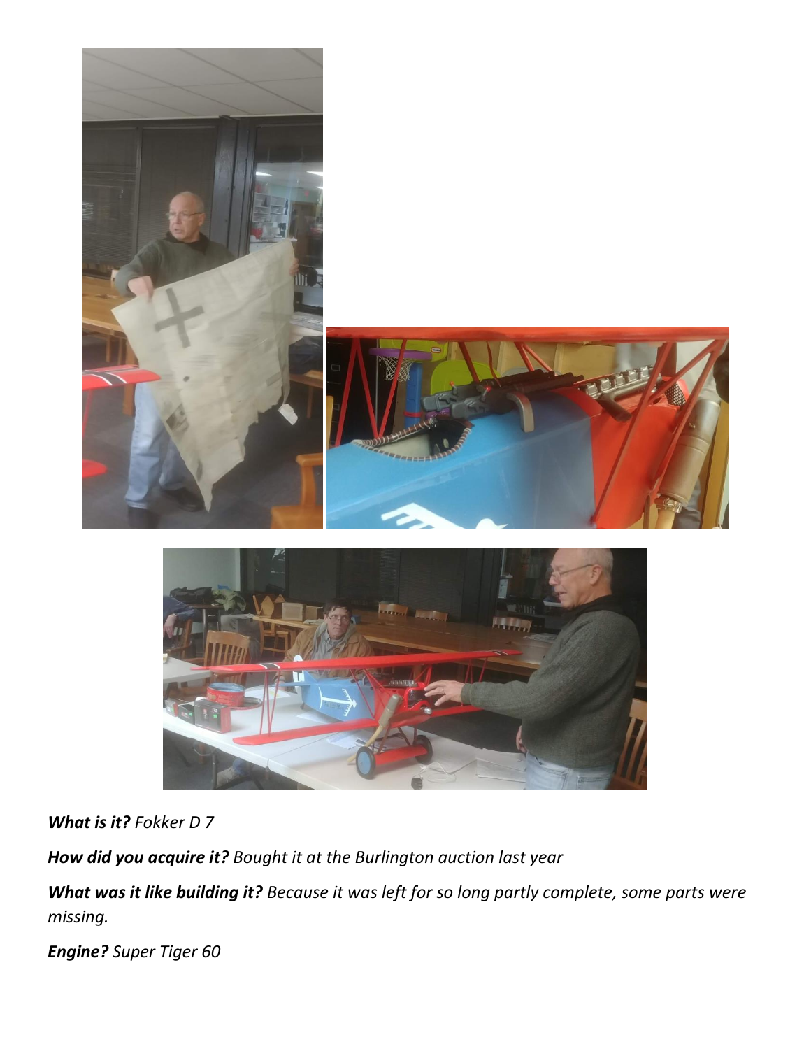***What is it?*** *Fokker D 7*

***How did you acquire it?*** *Bought it at the Burlington auction last year*

***What was it like building it?*** *Because it was left for so long partly complete, some parts were missing.*

***Engine?*** *Super Tiger 60*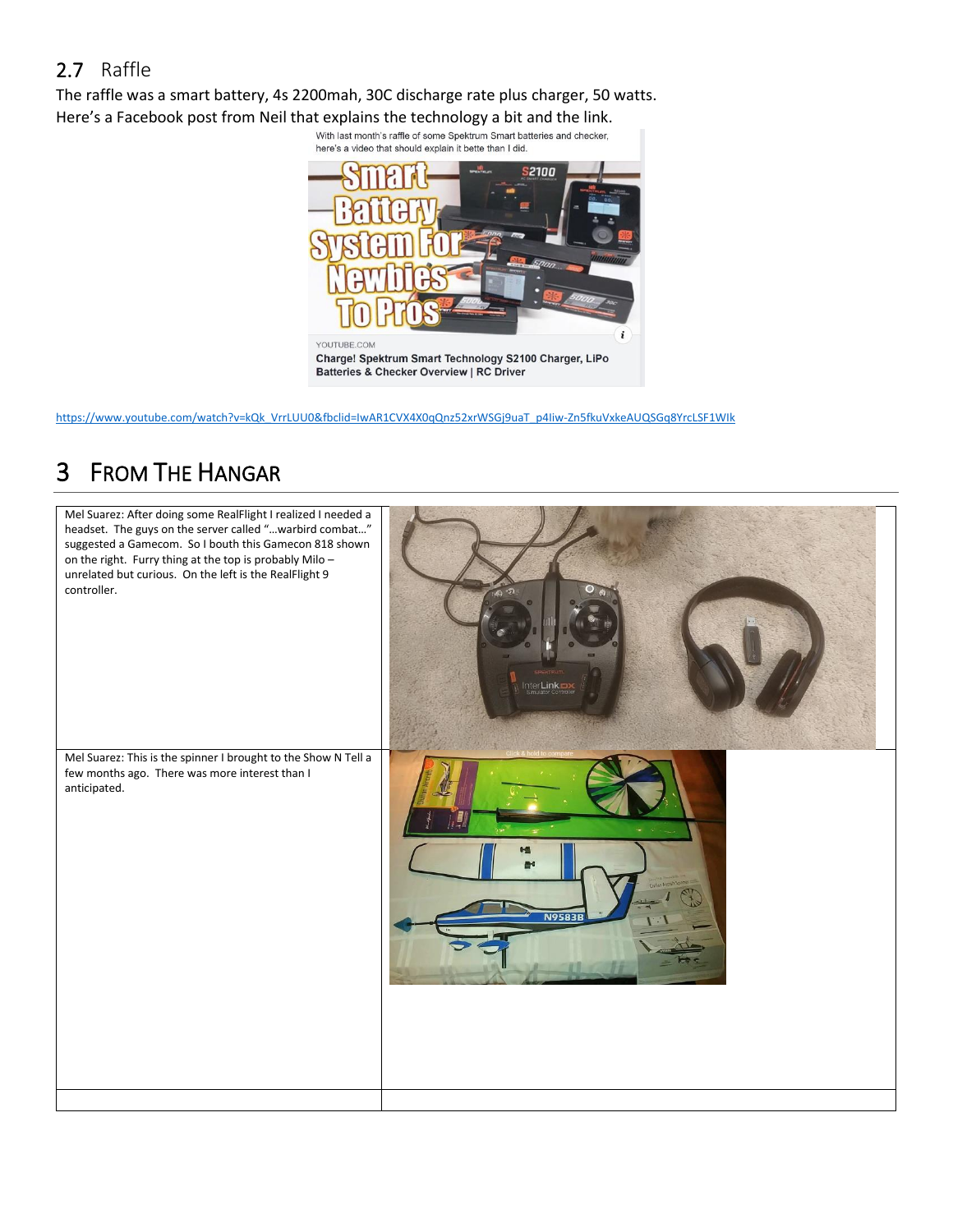## 2.7 Raffle

The raffle was a smart battery, 4s 2200mah, 30C discharge rate plus charger, 50 watts.
Here's a Facebook post from Neil that explains the technology a bit and the link.

With last month's raffle of some Spektrum Smart batteries and checker, here's a video that should explain it bette than I did.

YOUTUBE.COM
**Charge! Spektrum Smart Technology S2100 Charger, LiPo Batteries & Checker Overview | RC Driver**

https://www.youtube.com/watch?v=kQk_VrrLUU0&fbclid=IwAR1CVX4X0qQnz52xrWSGj9uaT_p4Iiw-Zn5fkuVxkeAUQSGq8YrcLSF1WIk

# 3 From The Hangar

| | |
|---|---|
| Mel Suarez: After doing some RealFlight I realized I needed a headset. The guys on the server called "…warbird combat…" suggested a Gamecom. So I bouth this Gamecon 818 shown on the right. Furry thing at the top is probably Milo – unrelated but curious. On the left is the RealFlight 9 controller. | |
| Mel Suarez: This is the spinner I brought to the Show N Tell a few months ago. There was more interest than I anticipated. | |
| | |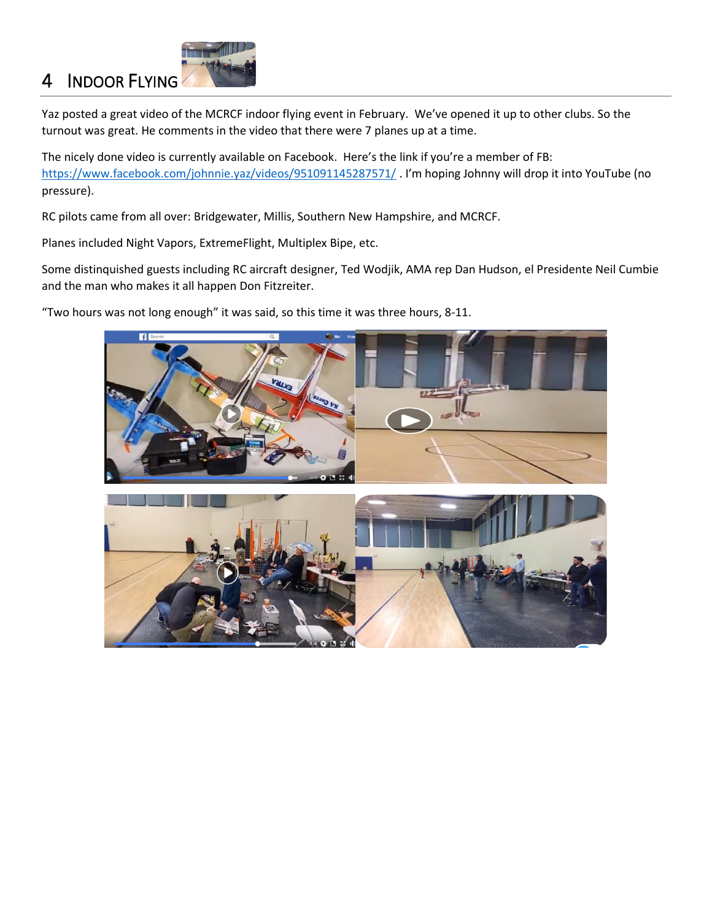# 4 Indoor Flying

Yaz posted a great video of the MCRCF indoor flying event in February. We've opened it up to other clubs. So the turnout was great. He comments in the video that there were 7 planes up at a time.

The nicely done video is currently available on Facebook. Here's the link if you're a member of FB: https://www.facebook.com/johnnie.yaz/videos/951091145287571/ . I'm hoping Johnny will drop it into YouTube (no pressure).

RC pilots came from all over: Bridgewater, Millis, Southern New Hampshire, and MCRCF.

Planes included Night Vapors, ExtremeFlight, Multiplex Bipe, etc.

Some distinquished guests including RC aircraft designer, Ted Wodjik, AMA rep Dan Hudson, el Presidente Neil Cumbie and the man who makes it all happen Don Fitzreiter.

"Two hours was not long enough" it was said, so this time it was three hours, 8-11.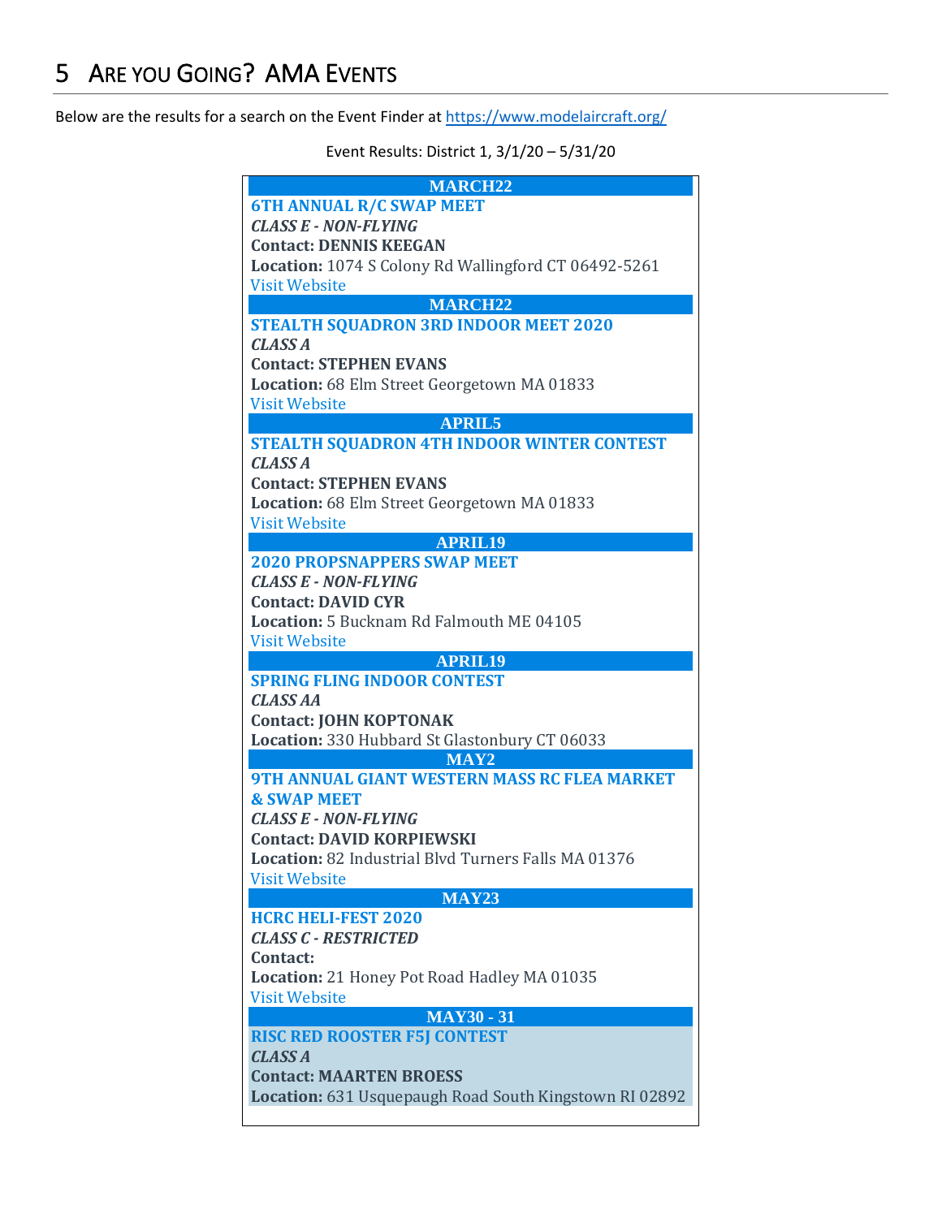# 5 Are you Going? AMA Events

Below are the results for a search on the Event Finder at https://www.modelaircraft.org/

Event Results: District 1, 3/1/20 – 5/31/20

**MARCH22**

**6TH ANNUAL R/C SWAP MEET**
***CLASS E - NON-FLYING***
**Contact: DENNIS KEEGAN**
**Location:** 1074 S Colony Rd Wallingford CT 06492-5261
Visit Website

**MARCH22**

**STEALTH SQUADRON 3RD INDOOR MEET 2020**
***CLASS A***
**Contact: STEPHEN EVANS**
**Location:** 68 Elm Street Georgetown MA 01833
Visit Website

**APRIL5**

**STEALTH SQUADRON 4TH INDOOR WINTER CONTEST**
***CLASS A***
**Contact: STEPHEN EVANS**
**Location:** 68 Elm Street Georgetown MA 01833
Visit Website

**APRIL19**

**2020 PROPSNAPPERS SWAP MEET**
***CLASS E - NON-FLYING***
**Contact: DAVID CYR**
**Location:** 5 Bucknam Rd Falmouth ME 04105
Visit Website

**APRIL19**

**SPRING FLING INDOOR CONTEST**
***CLASS AA***
**Contact: JOHN KOPTONAK**
**Location:** 330 Hubbard St Glastonbury CT 06033

**MAY2**

**9TH ANNUAL GIANT WESTERN MASS RC FLEA MARKET & SWAP MEET**
***CLASS E - NON-FLYING***
**Contact: DAVID KORPIEWSKI**
**Location:** 82 Industrial Blvd Turners Falls MA 01376
Visit Website

**MAY23**

**HCRC HELI-FEST 2020**
***CLASS C - RESTRICTED***
**Contact:**
**Location:** 21 Honey Pot Road Hadley MA 01035
Visit Website

**MAY30 - 31**

**RISC RED ROOSTER F5J CONTEST**
***CLASS A***
**Contact: MAARTEN BROESS**
**Location:** 631 Usquepaugh Road South Kingstown RI 02892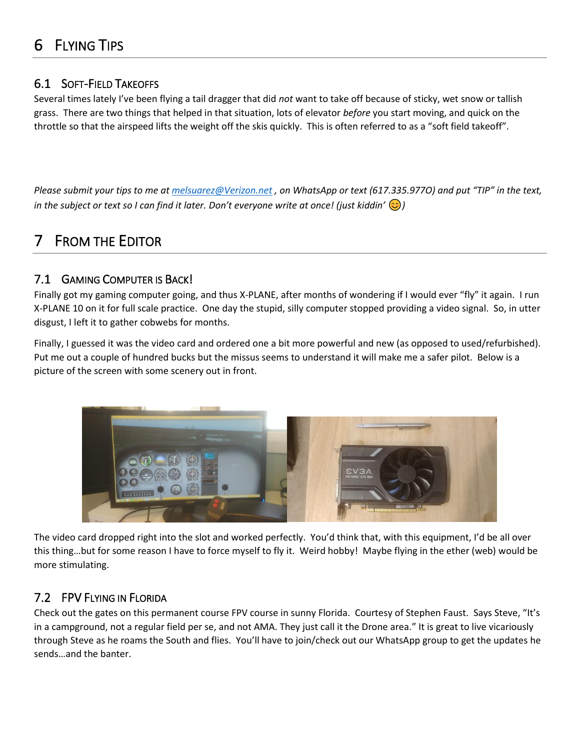# 6 Flying Tips

## 6.1 Soft-Field Takeoffs

Several times lately I've been flying a tail dragger that did *not* want to take off because of sticky, wet snow or tallish grass. There are two things that helped in that situation, lots of elevator *before* you start moving, and quick on the throttle so that the airspeed lifts the weight off the skis quickly. This is often referred to as a "soft field takeoff".

*Please submit your tips to me at [melsuarez@Verizon.net](mailto:melsuarez@Verizon.net) , on WhatsApp or text (617.335.977O) and put "TIP" in the text, in the subject or text so I can find it later. Don't everyone write at once! (just kiddin' 😊)*

# 7 From the Editor

## 7.1 Gaming Computer is Back!

Finally got my gaming computer going, and thus X-PLANE, after months of wondering if I would ever "fly" it again. I run X-PLANE 10 on it for full scale practice. One day the stupid, silly computer stopped providing a video signal. So, in utter disgust, I left it to gather cobwebs for months.

Finally, I guessed it was the video card and ordered one a bit more powerful and new (as opposed to used/refurbished). Put me out a couple of hundred bucks but the missus seems to understand it will make me a safer pilot. Below is a picture of the screen with some scenery out in front.

The video card dropped right into the slot and worked perfectly. You'd think that, with this equipment, I'd be all over this thing…but for some reason I have to force myself to fly it. Weird hobby! Maybe flying in the ether (web) would be more stimulating.

## 7.2 FPV Flying in Florida

Check out the gates on this permanent course FPV course in sunny Florida. Courtesy of Stephen Faust. Says Steve, "It's in a campground, not a regular field per se, and not AMA. They just call it the Drone area." It is great to live vicariously through Steve as he roams the South and flies. You'll have to join/check out our WhatsApp group to get the updates he sends…and the banter.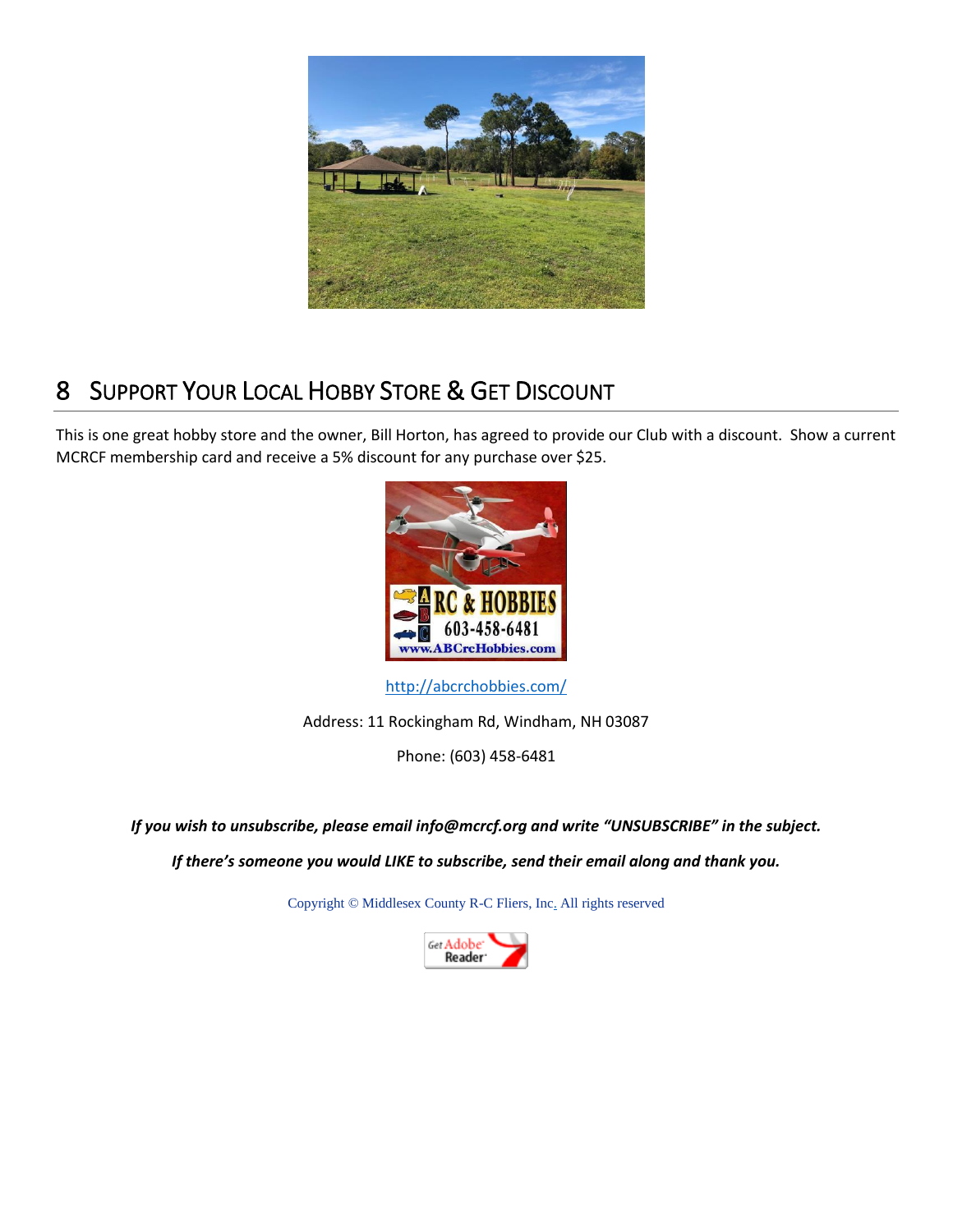# 8 Support Your Local Hobby Store & Get Discount

This is one great hobby store and the owner, Bill Horton, has agreed to provide our Club with a discount. Show a current MCRCF membership card and receive a 5% discount for any purchase over $25.

http://abcrchobbies.com/

Address: 11 Rockingham Rd, Windham, NH 03087

Phone: (603) 458-6481

***If you wish to unsubscribe, please email info@mcrcf.org and write "UNSUBSCRIBE" in the subject.***

***If there's someone you would LIKE to subscribe, send their email along and thank you.***

Copyright © Middlesex County R-C Fliers, Inc. All rights reserved